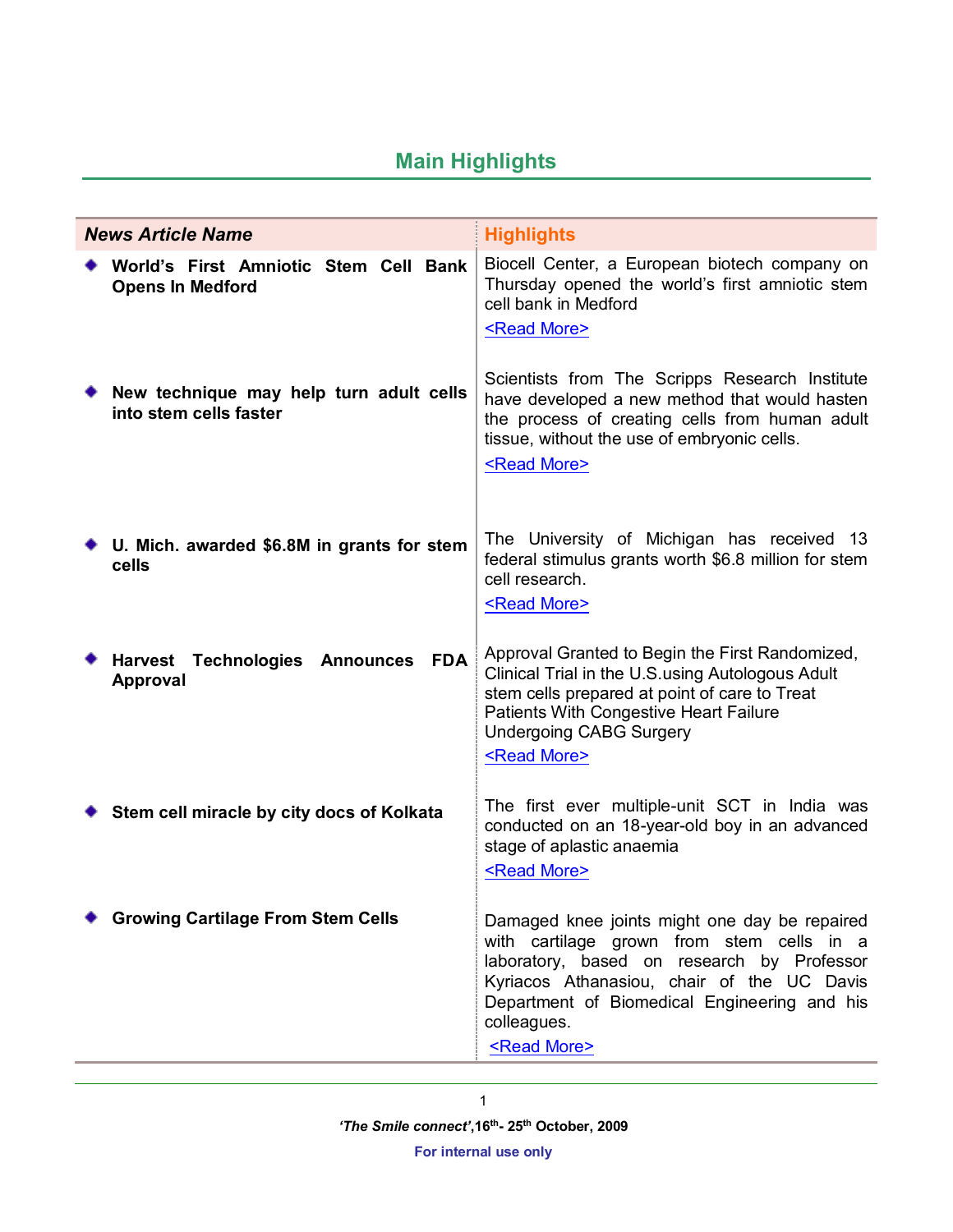## Main Highlights

| *News Article Name* | Highlights |
|---|---|
| **World's First Amniotic Stem Cell Bank Opens In Medford** | Biocell Center, a European biotech company on Thursday opened the world's first amniotic stem cell bank in Medford <Read More> |
| **New technique may help turn adult cells into stem cells faster** | Scientists from The Scripps Research Institute have developed a new method that would hasten the process of creating cells from human adult tissue, without the use of embryonic cells. <Read More> |
| **U. Mich. awarded $6.8M in grants for stem cells** | The University of Michigan has received 13 federal stimulus grants worth $6.8 million for stem cell research. <Read More> |
| **Harvest Technologies Announces FDA Approval** | Approval Granted to Begin the First Randomized, Clinical Trial in the U.S.using Autologous Adult stem cells prepared at point of care to Treat Patients With Congestive Heart Failure Undergoing CABG Surgery <Read More> |
| **Stem cell miracle by city docs of Kolkata** | The first ever multiple-unit SCT in India was conducted on an 18-year-old boy in an advanced stage of aplastic anaemia <Read More> |
| **Growing Cartilage From Stem Cells** | Damaged knee joints might one day be repaired with cartilage grown from stem cells in a laboratory, based on research by Professor Kyriacos Athanasiou, chair of the UC Davis Department of Biomedical Engineering and his colleagues. <Read More> |

***'The Smile connect'*, 16th- 25th October, 2009**

**For internal use only**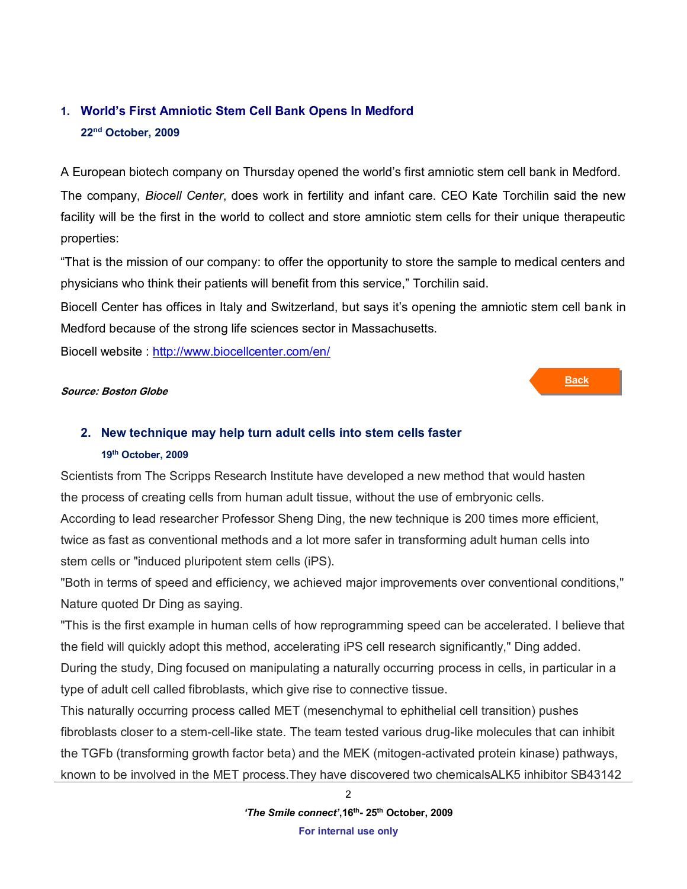## 1. World's First Amniotic Stem Cell Bank Opens In Medford

**22nd October, 2009**

A European biotech company on Thursday opened the world's first amniotic stem cell bank in Medford.

The company, *Biocell Center*, does work in fertility and infant care. CEO Kate Torchilin said the new facility will be the first in the world to collect and store amniotic stem cells for their unique therapeutic properties:

"That is the mission of our company: to offer the opportunity to store the sample to medical centers and physicians who think their patients will benefit from this service," Torchilin said.

Biocell Center has offices in Italy and Switzerland, but says it's opening the amniotic stem cell bank in Medford because of the strong life sciences sector in Massachusetts.

Biocell website : http://www.biocellcenter.com/en/

***Source: Boston Globe***

Back

## 2. New technique may help turn adult cells into stem cells faster

**19th October, 2009**

Scientists from The Scripps Research Institute have developed a new method that would hasten the process of creating cells from human adult tissue, without the use of embryonic cells.

According to lead researcher Professor Sheng Ding, the new technique is 200 times more efficient, twice as fast as conventional methods and a lot more safer in transforming adult human cells into stem cells or "induced pluripotent stem cells (iPS).

"Both in terms of speed and efficiency, we achieved major improvements over conventional conditions," Nature quoted Dr Ding as saying.

"This is the first example in human cells of how reprogramming speed can be accelerated. I believe that the field will quickly adopt this method, accelerating iPS cell research significantly," Ding added.

During the study, Ding focused on manipulating a naturally occurring process in cells, in particular in a type of adult cell called fibroblasts, which give rise to connective tissue.

This naturally occurring process called MET (mesenchymal to ephithelial cell transition) pushes fibroblasts closer to a stem-cell-like state. The team tested various drug-like molecules that can inhibit the TGFb (transforming growth factor beta) and the MEK (mitogen-activated protein kinase) pathways, known to be involved in the MET process.They have discovered two chemicalsALK5 inhibitor SB43142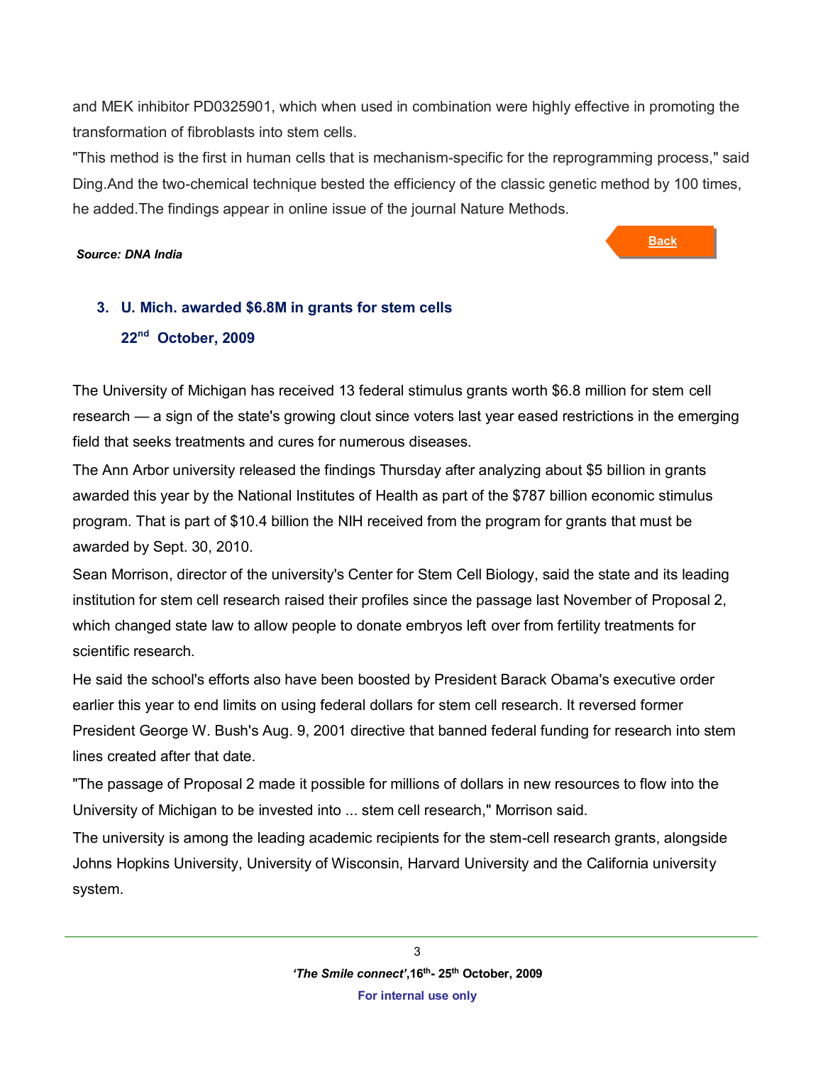and MEK inhibitor PD0325901, which when used in combination were highly effective in promoting the transformation of fibroblasts into stem cells.

"This method is the first in human cells that is mechanism-specific for the reprogramming process," said Ding.And the two-chemical technique bested the efficiency of the classic genetic method by 100 times, he added.The findings appear in online issue of the journal Nature Methods.

***Source: DNA India***

Back

### 3. U. Mich. awarded $6.8M in grants for stem cells

**22nd October, 2009**

The University of Michigan has received 13 federal stimulus grants worth $6.8 million for stem cell research — a sign of the state's growing clout since voters last year eased restrictions in the emerging field that seeks treatments and cures for numerous diseases.

The Ann Arbor university released the findings Thursday after analyzing about $5 billion in grants awarded this year by the National Institutes of Health as part of the $787 billion economic stimulus program. That is part of $10.4 billion the NIH received from the program for grants that must be awarded by Sept. 30, 2010.

Sean Morrison, director of the university's Center for Stem Cell Biology, said the state and its leading institution for stem cell research raised their profiles since the passage last November of Proposal 2, which changed state law to allow people to donate embryos left over from fertility treatments for scientific research.

He said the school's efforts also have been boosted by President Barack Obama's executive order earlier this year to end limits on using federal dollars for stem cell research. It reversed former President George W. Bush's Aug. 9, 2001 directive that banned federal funding for research into stem lines created after that date.

"The passage of Proposal 2 made it possible for millions of dollars in new resources to flow into the University of Michigan to be invested into ... stem cell research," Morrison said.

The university is among the leading academic recipients for the stem-cell research grants, alongside Johns Hopkins University, University of Wisconsin, Harvard University and the California university system.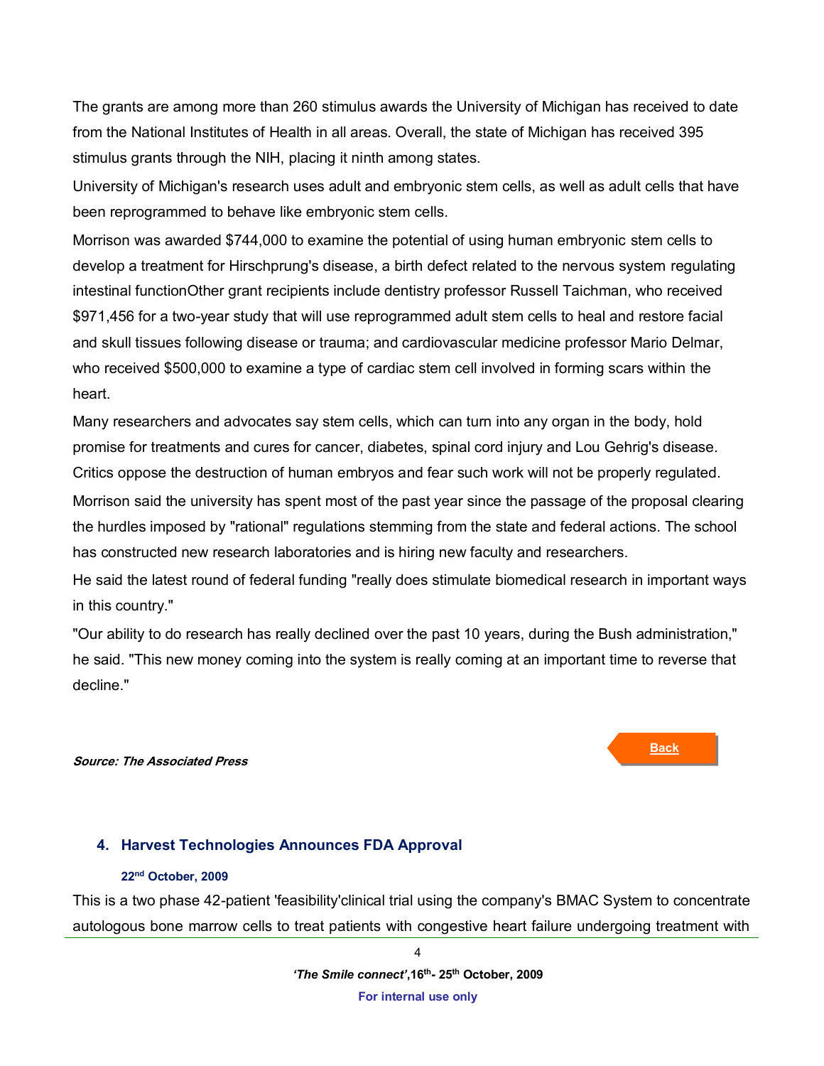The grants are among more than 260 stimulus awards the University of Michigan has received to date from the National Institutes of Health in all areas. Overall, the state of Michigan has received 395 stimulus grants through the NIH, placing it ninth among states.

University of Michigan's research uses adult and embryonic stem cells, as well as adult cells that have been reprogrammed to behave like embryonic stem cells.

Morrison was awarded $744,000 to examine the potential of using human embryonic stem cells to develop a treatment for Hirschprung's disease, a birth defect related to the nervous system regulating intestinal functionOther grant recipients include dentistry professor Russell Taichman, who received $971,456 for a two-year study that will use reprogrammed adult stem cells to heal and restore facial and skull tissues following disease or trauma; and cardiovascular medicine professor Mario Delmar, who received $500,000 to examine a type of cardiac stem cell involved in forming scars within the heart.

Many researchers and advocates say stem cells, which can turn into any organ in the body, hold promise for treatments and cures for cancer, diabetes, spinal cord injury and Lou Gehrig's disease. Critics oppose the destruction of human embryos and fear such work will not be properly regulated.

Morrison said the university has spent most of the past year since the passage of the proposal clearing the hurdles imposed by "rational" regulations stemming from the state and federal actions. The school has constructed new research laboratories and is hiring new faculty and researchers.

He said the latest round of federal funding "really does stimulate biomedical research in important ways in this country."

"Our ability to do research has really declined over the past 10 years, during the Bush administration," he said. "This new money coming into the system is really coming at an important time to reverse that decline."

***Source: The Associated Press***

Back

## 4. Harvest Technologies Announces FDA Approval

**22nd October, 2009**

This is a two phase 42-patient 'feasibility'clinical trial using the company's BMAC System to concentrate autologous bone marrow cells to treat patients with congestive heart failure undergoing treatment with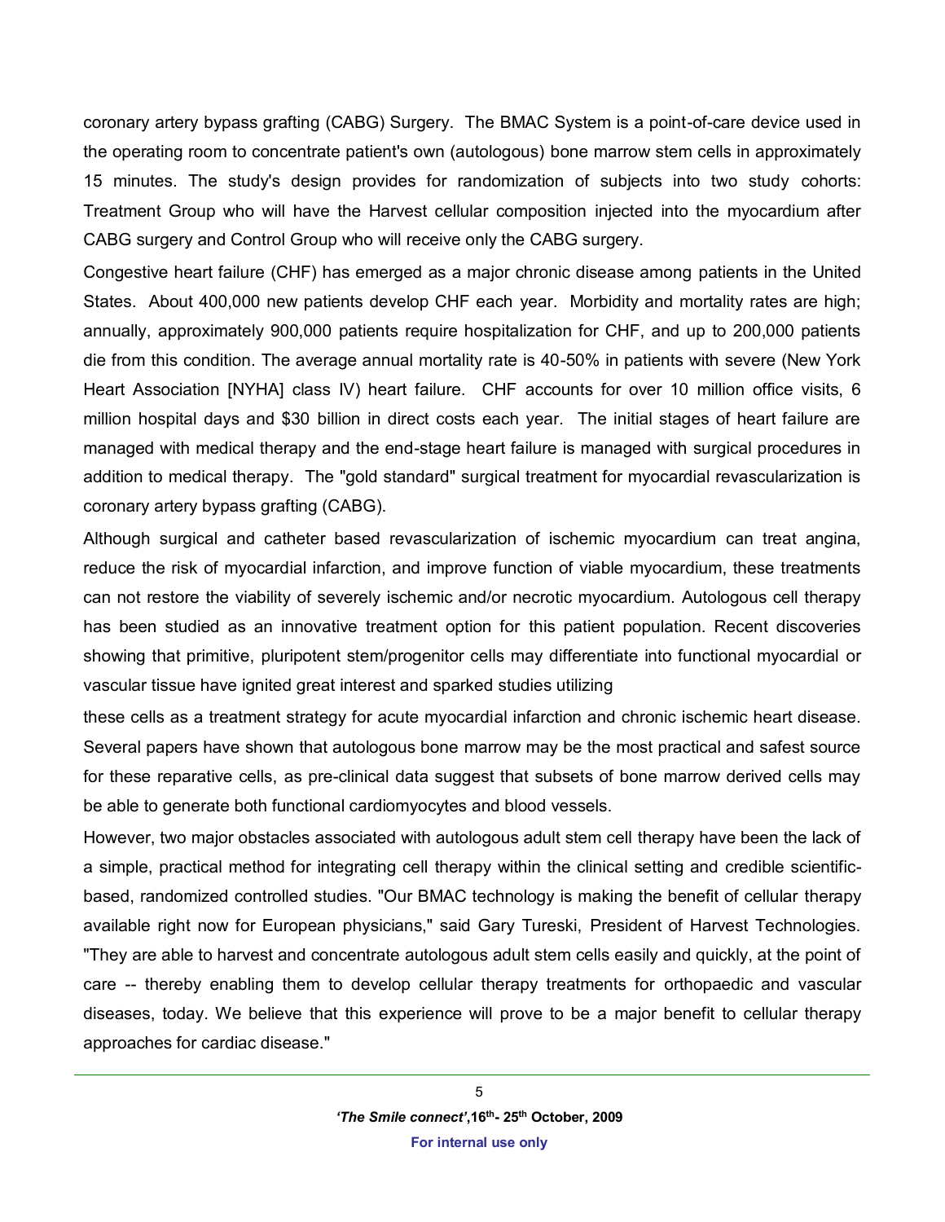coronary artery bypass grafting (CABG) Surgery. The BMAC System is a point-of-care device used in the operating room to concentrate patient's own (autologous) bone marrow stem cells in approximately 15 minutes. The study's design provides for randomization of subjects into two study cohorts: Treatment Group who will have the Harvest cellular composition injected into the myocardium after CABG surgery and Control Group who will receive only the CABG surgery.

Congestive heart failure (CHF) has emerged as a major chronic disease among patients in the United States. About 400,000 new patients develop CHF each year. Morbidity and mortality rates are high; annually, approximately 900,000 patients require hospitalization for CHF, and up to 200,000 patients die from this condition. The average annual mortality rate is 40-50% in patients with severe (New York Heart Association [NYHA] class IV) heart failure. CHF accounts for over 10 million office visits, 6 million hospital days and $30 billion in direct costs each year. The initial stages of heart failure are managed with medical therapy and the end-stage heart failure is managed with surgical procedures in addition to medical therapy. The "gold standard" surgical treatment for myocardial revascularization is coronary artery bypass grafting (CABG).

Although surgical and catheter based revascularization of ischemic myocardium can treat angina, reduce the risk of myocardial infarction, and improve function of viable myocardium, these treatments can not restore the viability of severely ischemic and/or necrotic myocardium. Autologous cell therapy has been studied as an innovative treatment option for this patient population. Recent discoveries showing that primitive, pluripotent stem/progenitor cells may differentiate into functional myocardial or vascular tissue have ignited great interest and sparked studies utilizing these cells as a treatment strategy for acute myocardial infarction and chronic ischemic heart disease. Several papers have shown that autologous bone marrow may be the most practical and safest source for these reparative cells, as pre-clinical data suggest that subsets of bone marrow derived cells may be able to generate both functional cardiomyocytes and blood vessels.

However, two major obstacles associated with autologous adult stem cell therapy have been the lack of a simple, practical method for integrating cell therapy within the clinical setting and credible scientific-based, randomized controlled studies. "Our BMAC technology is making the benefit of cellular therapy available right now for European physicians," said Gary Tureski, President of Harvest Technologies. "They are able to harvest and concentrate autologous adult stem cells easily and quickly, at the point of care -- thereby enabling them to develop cellular therapy treatments for orthopaedic and vascular diseases, today. We believe that this experience will prove to be a major benefit to cellular therapy approaches for cardiac disease."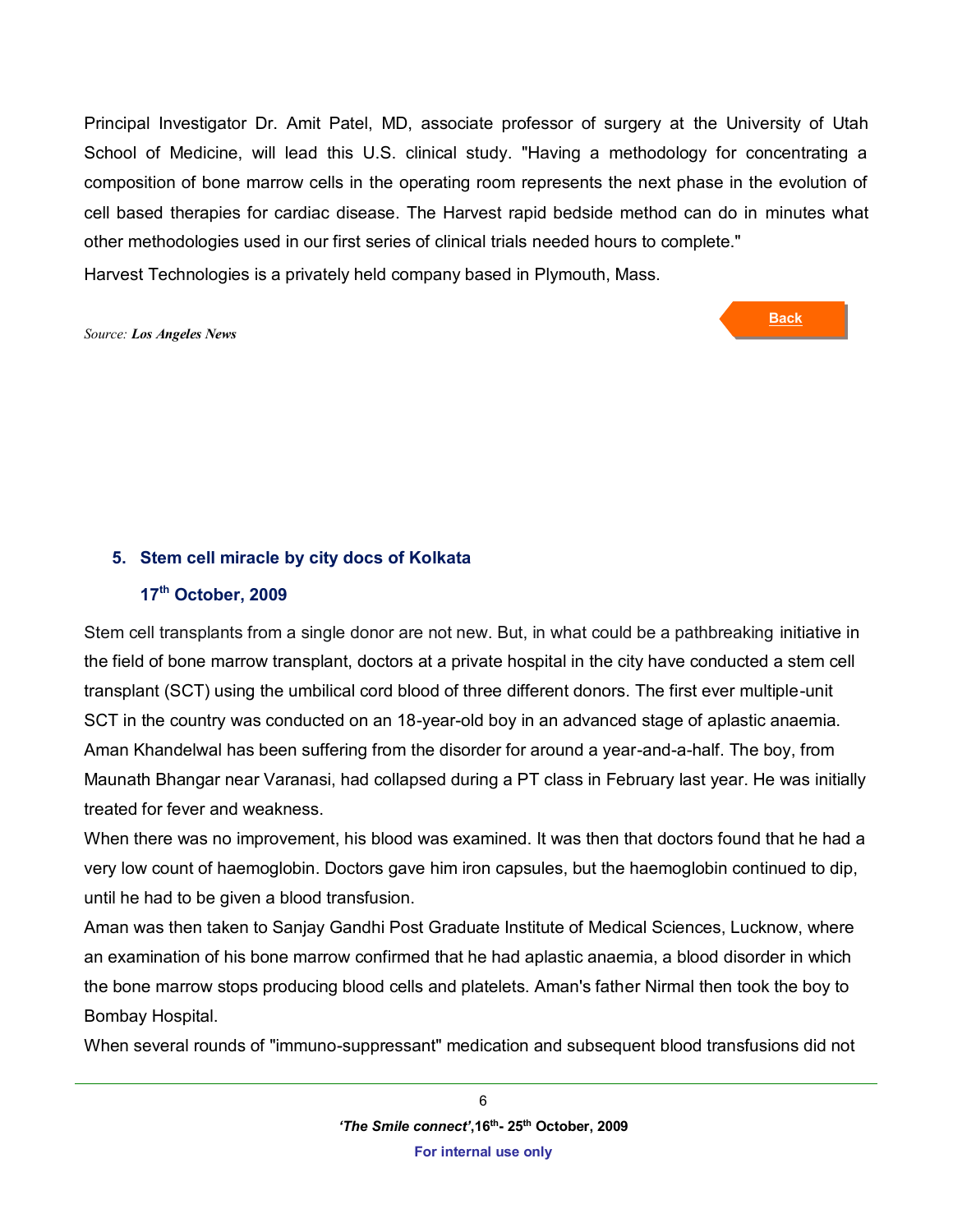Principal Investigator Dr. Amit Patel, MD, associate professor of surgery at the University of Utah School of Medicine, will lead this U.S. clinical study. "Having a methodology for concentrating a composition of bone marrow cells in the operating room represents the next phase in the evolution of cell based therapies for cardiac disease. The Harvest rapid bedside method can do in minutes what other methodologies used in our first series of clinical trials needed hours to complete."

Harvest Technologies is a privately held company based in Plymouth, Mass.

*Source:* ***Los Angeles News***

Back

### 5. Stem cell miracle by city docs of Kolkata

**17th October, 2009**

Stem cell transplants from a single donor are not new. But, in what could be a pathbreaking initiative in the field of bone marrow transplant, doctors at a private hospital in the city have conducted a stem cell transplant (SCT) using the umbilical cord blood of three different donors. The first ever multiple-unit SCT in the country was conducted on an 18-year-old boy in an advanced stage of aplastic anaemia. Aman Khandelwal has been suffering from the disorder for around a year-and-a-half. The boy, from Maunath Bhangar near Varanasi, had collapsed during a PT class in February last year. He was initially treated for fever and weakness.

When there was no improvement, his blood was examined. It was then that doctors found that he had a very low count of haemoglobin. Doctors gave him iron capsules, but the haemoglobin continued to dip, until he had to be given a blood transfusion.

Aman was then taken to Sanjay Gandhi Post Graduate Institute of Medical Sciences, Lucknow, where an examination of his bone marrow confirmed that he had aplastic anaemia, a blood disorder in which the bone marrow stops producing blood cells and platelets. Aman's father Nirmal then took the boy to Bombay Hospital.

When several rounds of "immuno-suppressant" medication and subsequent blood transfusions did not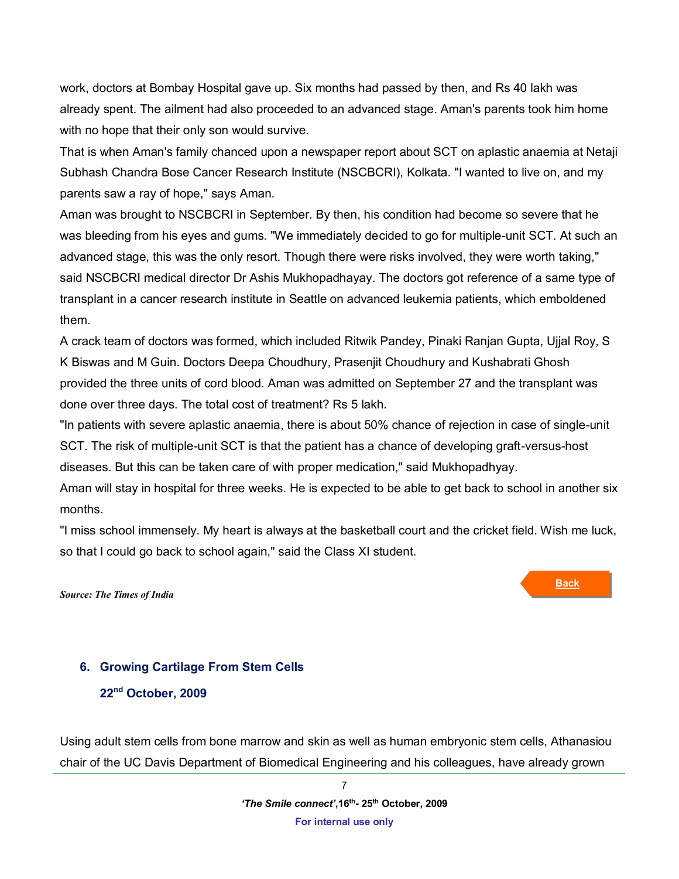work, doctors at Bombay Hospital gave up. Six months had passed by then, and Rs 40 lakh was already spent. The ailment had also proceeded to an advanced stage. Aman's parents took him home with no hope that their only son would survive.

That is when Aman's family chanced upon a newspaper report about SCT on aplastic anaemia at Netaji Subhash Chandra Bose Cancer Research Institute (NSCBCRI), Kolkata. "I wanted to live on, and my parents saw a ray of hope," says Aman.

Aman was brought to NSCBCRI in September. By then, his condition had become so severe that he was bleeding from his eyes and gums. "We immediately decided to go for multiple-unit SCT. At such an advanced stage, this was the only resort. Though there were risks involved, they were worth taking," said NSCBCRI medical director Dr Ashis Mukhopadhayay. The doctors got reference of a same type of transplant in a cancer research institute in Seattle on advanced leukemia patients, which emboldened them.

A crack team of doctors was formed, which included Ritwik Pandey, Pinaki Ranjan Gupta, Ujjal Roy, S K Biswas and M Guin. Doctors Deepa Choudhury, Prasenjit Choudhury and Kushabrati Ghosh provided the three units of cord blood. Aman was admitted on September 27 and the transplant was done over three days. The total cost of treatment? Rs 5 lakh.

"In patients with severe aplastic anaemia, there is about 50% chance of rejection in case of single-unit SCT. The risk of multiple-unit SCT is that the patient has a chance of developing graft-versus-host diseases. But this can be taken care of with proper medication," said Mukhopadhyay.

Aman will stay in hospital for three weeks. He is expected to be able to get back to school in another six months.

"I miss school immensely. My heart is always at the basketball court and the cricket field. Wish me luck, so that I could go back to school again," said the Class XI student.

***Source: The Times of India***

Back

## 6. Growing Cartilage From Stem Cells

### 22nd October, 2009

Using adult stem cells from bone marrow and skin as well as human embryonic stem cells, Athanasiou chair of the UC Davis Department of Biomedical Engineering and his colleagues, have already grown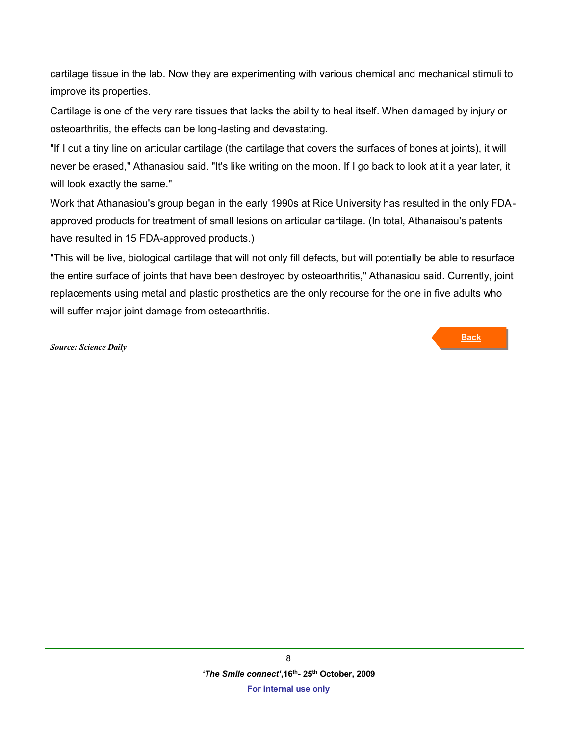cartilage tissue in the lab. Now they are experimenting with various chemical and mechanical stimuli to improve its properties.

Cartilage is one of the very rare tissues that lacks the ability to heal itself. When damaged by injury or osteoarthritis, the effects can be long-lasting and devastating.

"If I cut a tiny line on articular cartilage (the cartilage that covers the surfaces of bones at joints), it will never be erased," Athanasiou said. "It's like writing on the moon. If I go back to look at it a year later, it will look exactly the same."

Work that Athanasiou's group began in the early 1990s at Rice University has resulted in the only FDA-approved products for treatment of small lesions on articular cartilage. (In total, Athanaisou's patents have resulted in 15 FDA-approved products.)

"This will be live, biological cartilage that will not only fill defects, but will potentially be able to resurface the entire surface of joints that have been destroyed by osteoarthritis," Athanasiou said. Currently, joint replacements using metal and plastic prosthetics are the only recourse for the one in five adults who will suffer major joint damage from osteoarthritis.

***Source: Science Daily***

Back